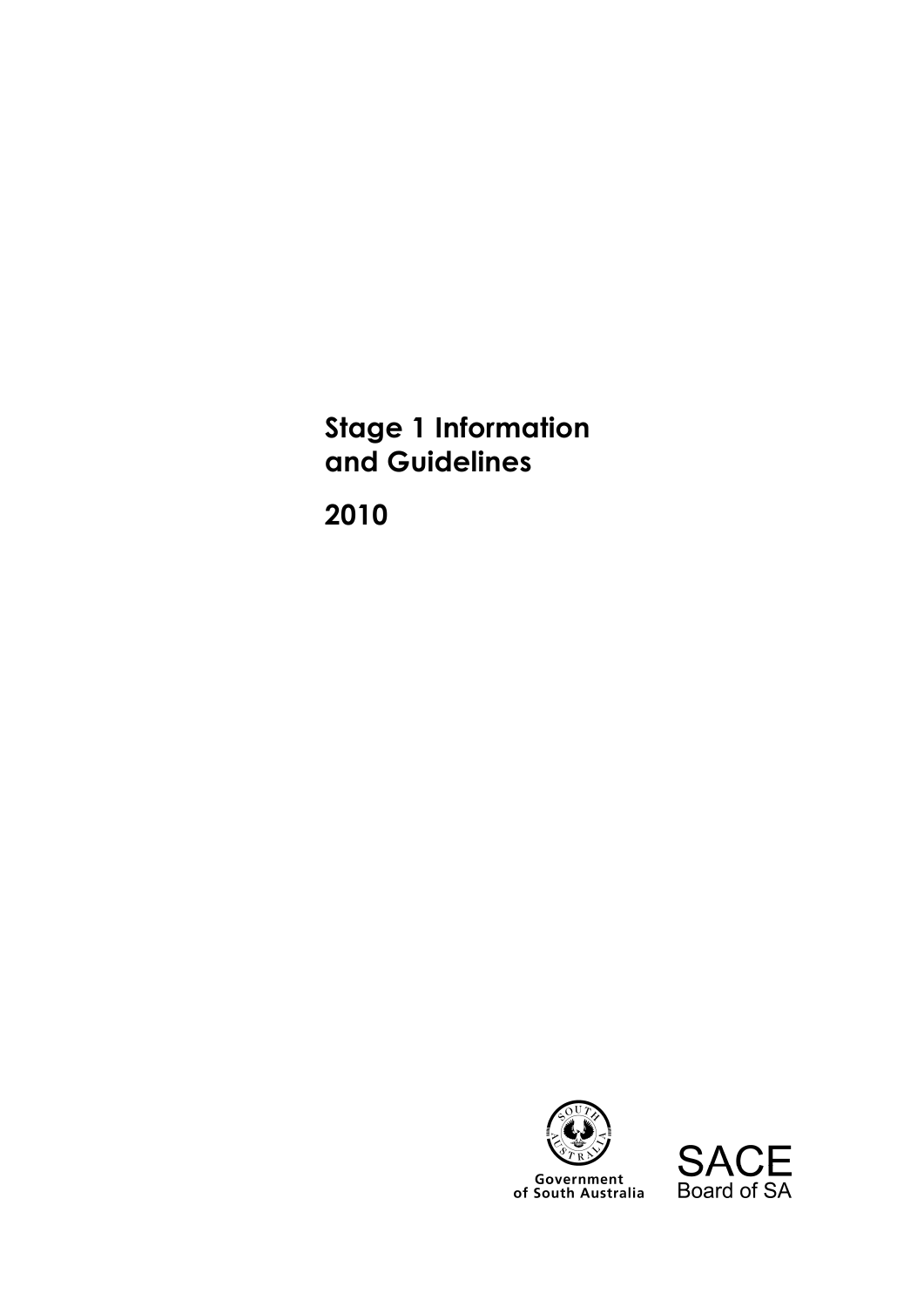# Stage 1 Information and Guidelines

# 2010

Government of South Australia

SACE Board of SA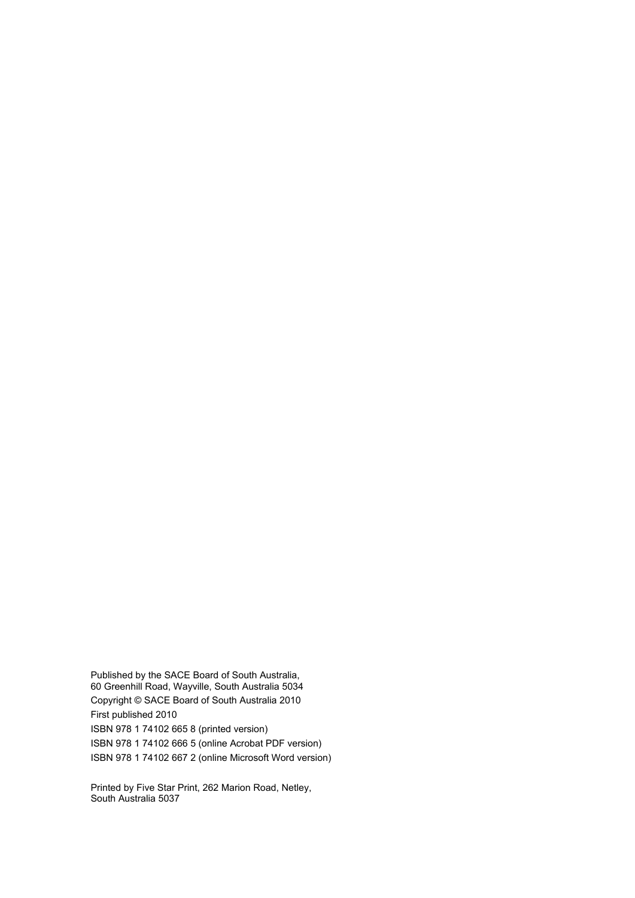Published by the SACE Board of South Australia,
60 Greenhill Road, Wayville, South Australia 5034

Copyright © SACE Board of South Australia 2010

First published 2010

ISBN 978 1 74102 665 8 (printed version)

ISBN 978 1 74102 666 5 (online Acrobat PDF version)

ISBN 978 1 74102 667 2 (online Microsoft Word version)

Printed by Five Star Print, 262 Marion Road, Netley,
South Australia 5037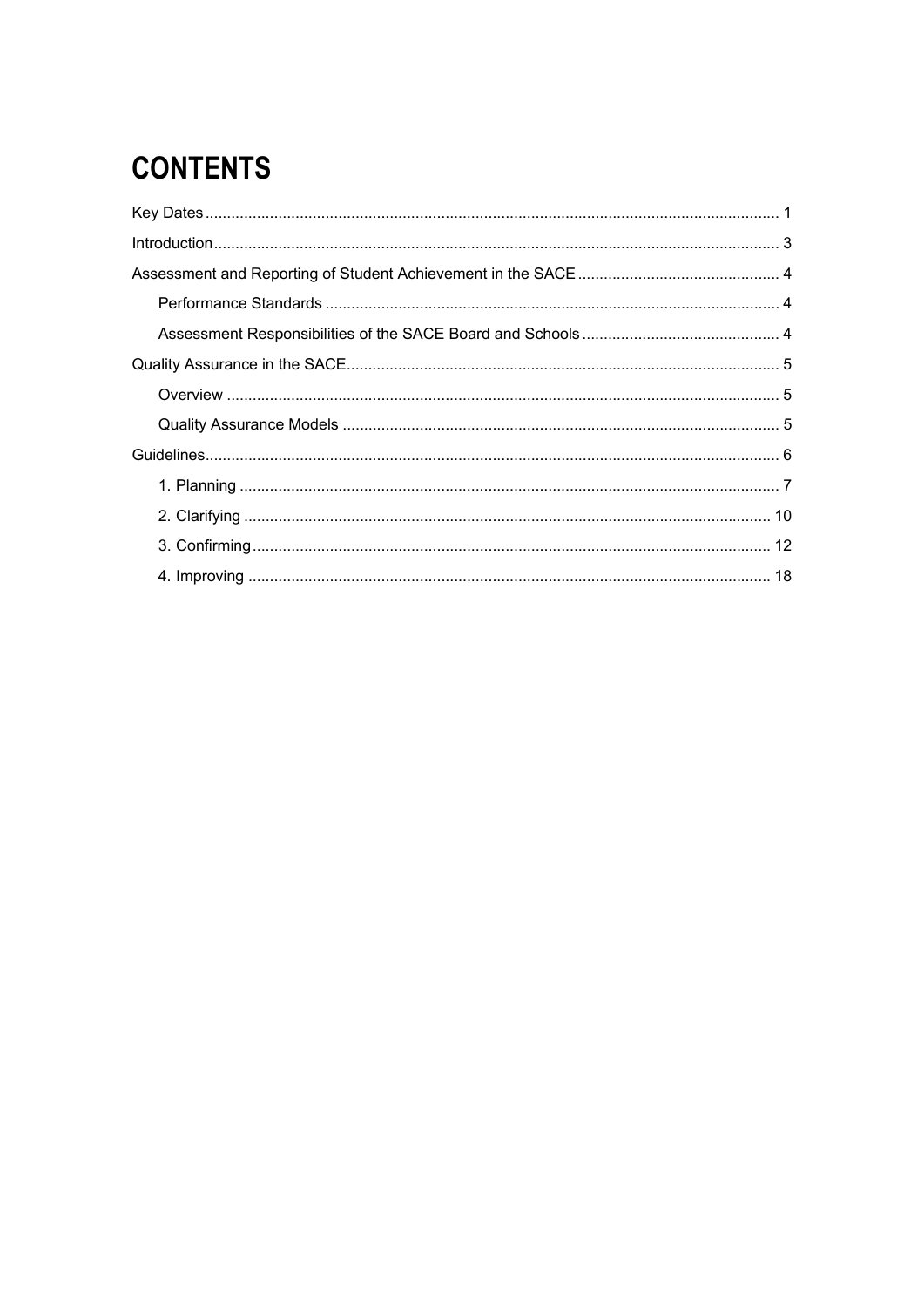# CONTENTS

Key Dates ..................................................................... 1

Introduction ..................................................................... 3

Assessment and Reporting of Student Achievement in the SACE ..................................................................... 4

- Performance Standards ..................................................................... 4
- Assessment Responsibilities of the SACE Board and Schools ..................................................................... 4

Quality Assurance in the SACE ..................................................................... 5

- Overview ..................................................................... 5
- Quality Assurance Models ..................................................................... 5

Guidelines ..................................................................... 6

- 1. Planning ..................................................................... 7
- 2. Clarifying ..................................................................... 10
- 3. Confirming ..................................................................... 12
- 4. Improving ..................................................................... 18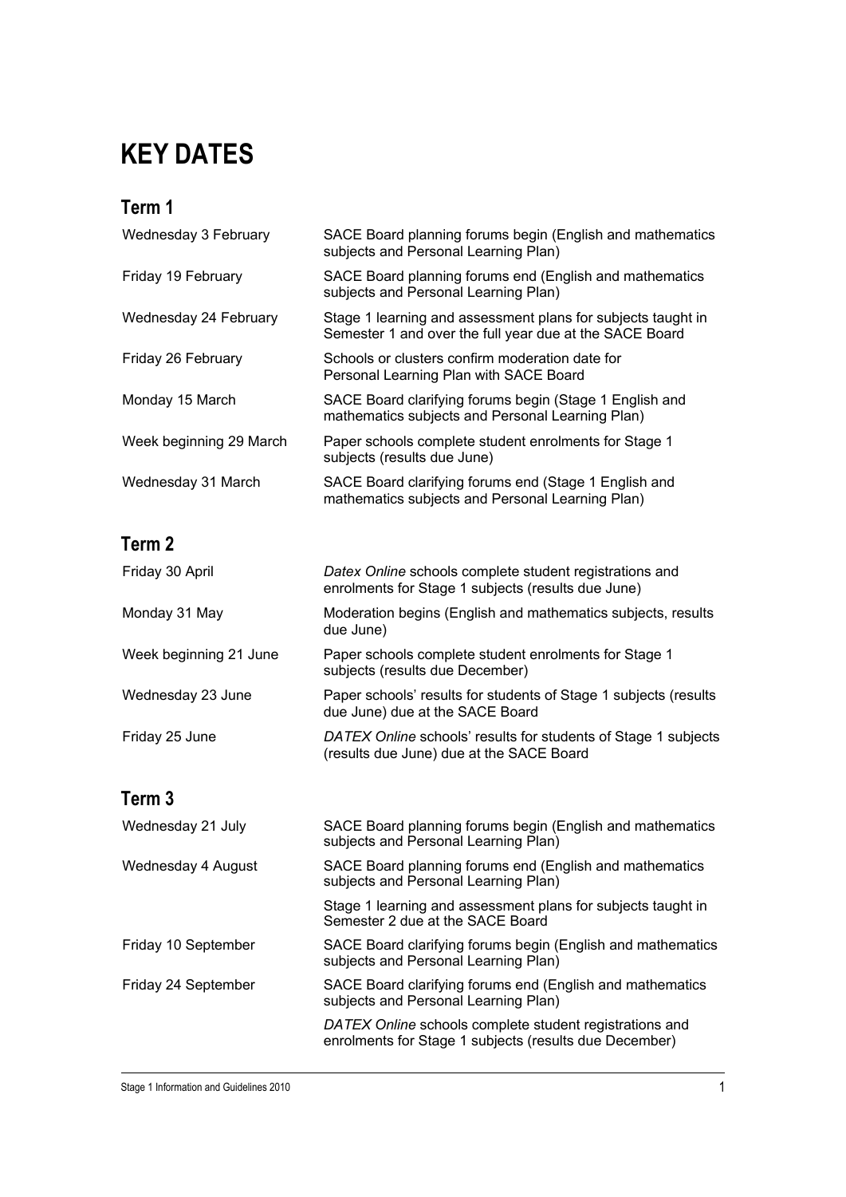# KEY DATES

## Term 1

| | |
|---|---|
| Wednesday 3 February | SACE Board planning forums begin (English and mathematics subjects and Personal Learning Plan) |
| Friday 19 February | SACE Board planning forums end (English and mathematics subjects and Personal Learning Plan) |
| Wednesday 24 February | Stage 1 learning and assessment plans for subjects taught in Semester 1 and over the full year due at the SACE Board |
| Friday 26 February | Schools or clusters confirm moderation date for Personal Learning Plan with SACE Board |
| Monday 15 March | SACE Board clarifying forums begin (Stage 1 English and mathematics subjects and Personal Learning Plan) |
| Week beginning 29 March | Paper schools complete student enrolments for Stage 1 subjects (results due June) |
| Wednesday 31 March | SACE Board clarifying forums end (Stage 1 English and mathematics subjects and Personal Learning Plan) |

## Term 2

| | |
|---|---|
| Friday 30 April | *Datex Online* schools complete student registrations and enrolments for Stage 1 subjects (results due June) |
| Monday 31 May | Moderation begins (English and mathematics subjects, results due June) |
| Week beginning 21 June | Paper schools complete student enrolments for Stage 1 subjects (results due December) |
| Wednesday 23 June | Paper schools' results for students of Stage 1 subjects (results due June) due at the SACE Board |
| Friday 25 June | *DATEX Online* schools' results for students of Stage 1 subjects (results due June) due at the SACE Board |

## Term 3

| | |
|---|---|
| Wednesday 21 July | SACE Board planning forums begin (English and mathematics subjects and Personal Learning Plan) |
| Wednesday 4 August | SACE Board planning forums end (English and mathematics subjects and Personal Learning Plan) |
| | Stage 1 learning and assessment plans for subjects taught in Semester 2 due at the SACE Board |
| Friday 10 September | SACE Board clarifying forums begin (English and mathematics subjects and Personal Learning Plan) |
| Friday 24 September | SACE Board clarifying forums end (English and mathematics subjects and Personal Learning Plan) |
| | *DATEX Online* schools complete student registrations and enrolments for Stage 1 subjects (results due December) |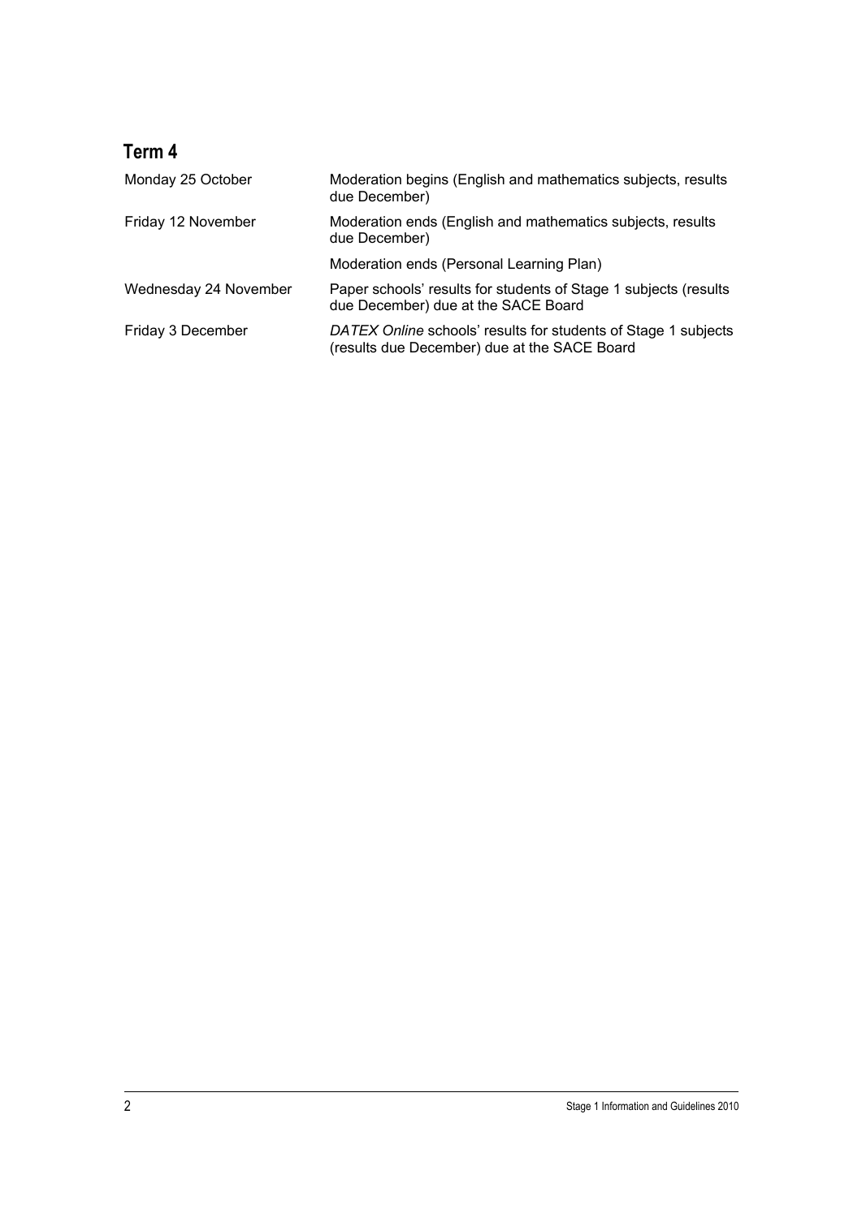## Term 4

| | |
|---|---|
| Monday 25 October | Moderation begins (English and mathematics subjects, results due December) |
| Friday 12 November | Moderation ends (English and mathematics subjects, results due December) |
| | Moderation ends (Personal Learning Plan) |
| Wednesday 24 November | Paper schools' results for students of Stage 1 subjects (results due December) due at the SACE Board |
| Friday 3 December | *DATEX Online* schools' results for students of Stage 1 subjects (results due December) due at the SACE Board |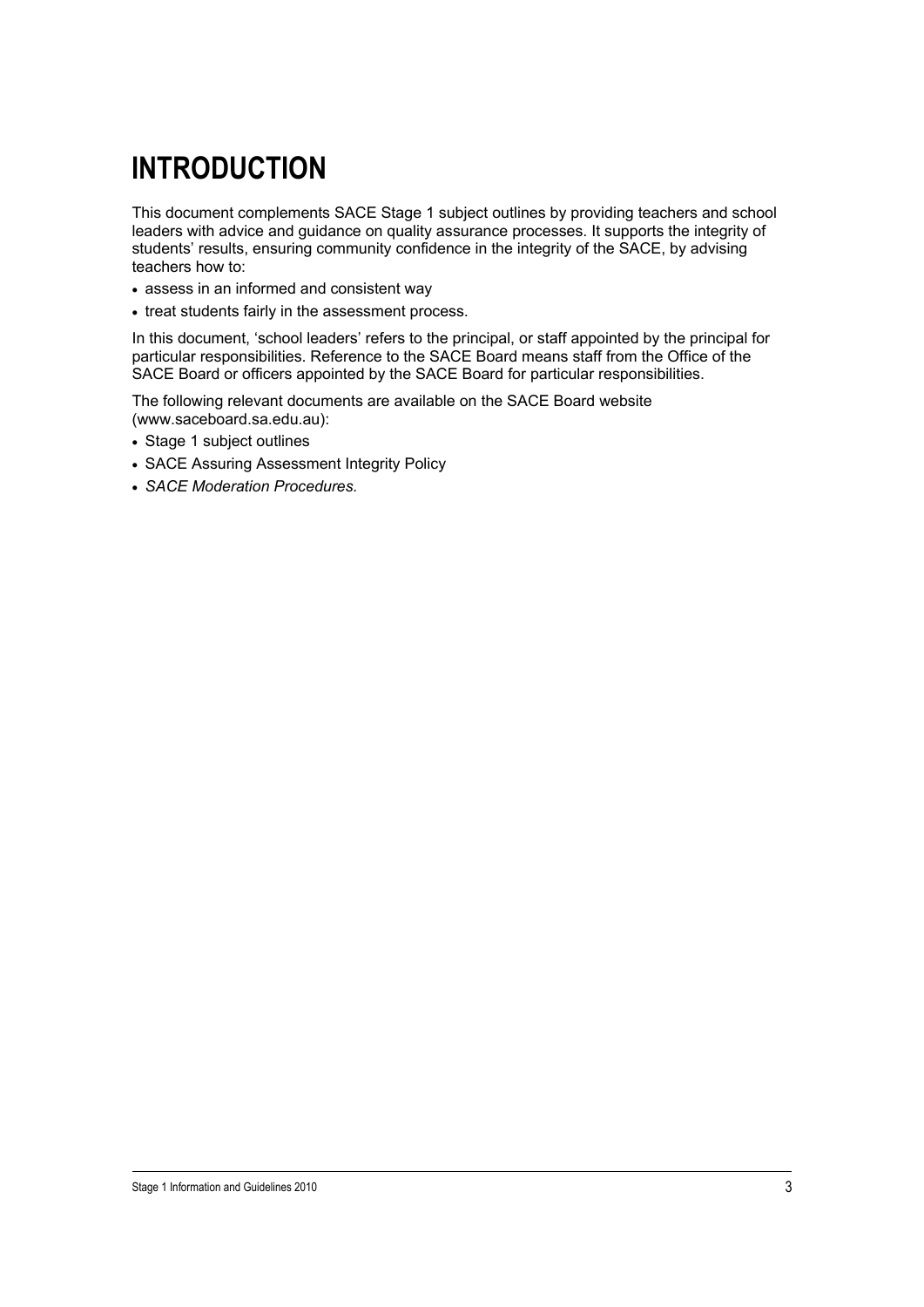# INTRODUCTION

This document complements SACE Stage 1 subject outlines by providing teachers and school leaders with advice and guidance on quality assurance processes. It supports the integrity of students' results, ensuring community confidence in the integrity of the SACE, by advising teachers how to:

- assess in an informed and consistent way
- treat students fairly in the assessment process.

In this document, 'school leaders' refers to the principal, or staff appointed by the principal for particular responsibilities. Reference to the SACE Board means staff from the Office of the SACE Board or officers appointed by the SACE Board for particular responsibilities.

The following relevant documents are available on the SACE Board website (www.saceboard.sa.edu.au):

- Stage 1 subject outlines
- SACE Assuring Assessment Integrity Policy
- *SACE Moderation Procedures.*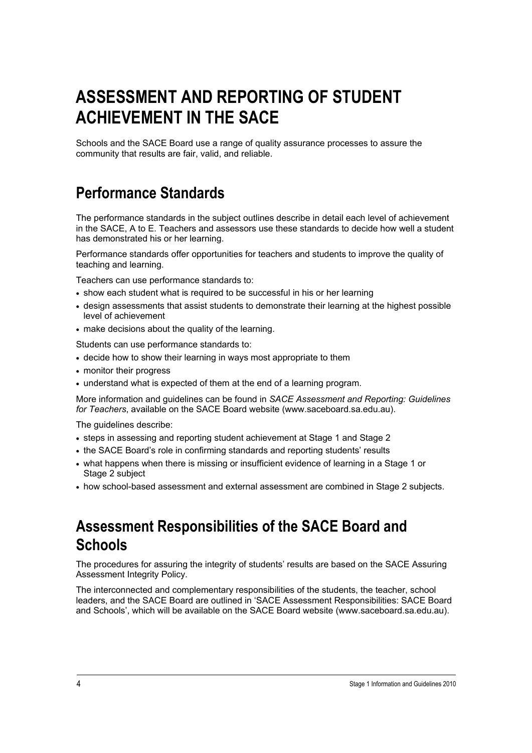# ASSESSMENT AND REPORTING OF STUDENT ACHIEVEMENT IN THE SACE

Schools and the SACE Board use a range of quality assurance processes to assure the community that results are fair, valid, and reliable.

## Performance Standards

The performance standards in the subject outlines describe in detail each level of achievement in the SACE, A to E. Teachers and assessors use these standards to decide how well a student has demonstrated his or her learning.

Performance standards offer opportunities for teachers and students to improve the quality of teaching and learning.

Teachers can use performance standards to:

- show each student what is required to be successful in his or her learning
- design assessments that assist students to demonstrate their learning at the highest possible level of achievement
- make decisions about the quality of the learning.

Students can use performance standards to:

- decide how to show their learning in ways most appropriate to them
- monitor their progress
- understand what is expected of them at the end of a learning program.

More information and guidelines can be found in *SACE Assessment and Reporting: Guidelines for Teachers*, available on the SACE Board website (www.saceboard.sa.edu.au).

The guidelines describe:

- steps in assessing and reporting student achievement at Stage 1 and Stage 2
- the SACE Board's role in confirming standards and reporting students' results
- what happens when there is missing or insufficient evidence of learning in a Stage 1 or Stage 2 subject
- how school-based assessment and external assessment are combined in Stage 2 subjects.

## Assessment Responsibilities of the SACE Board and Schools

The procedures for assuring the integrity of students' results are based on the SACE Assuring Assessment Integrity Policy.

The interconnected and complementary responsibilities of the students, the teacher, school leaders, and the SACE Board are outlined in 'SACE Assessment Responsibilities: SACE Board and Schools', which will be available on the SACE Board website (www.saceboard.sa.edu.au).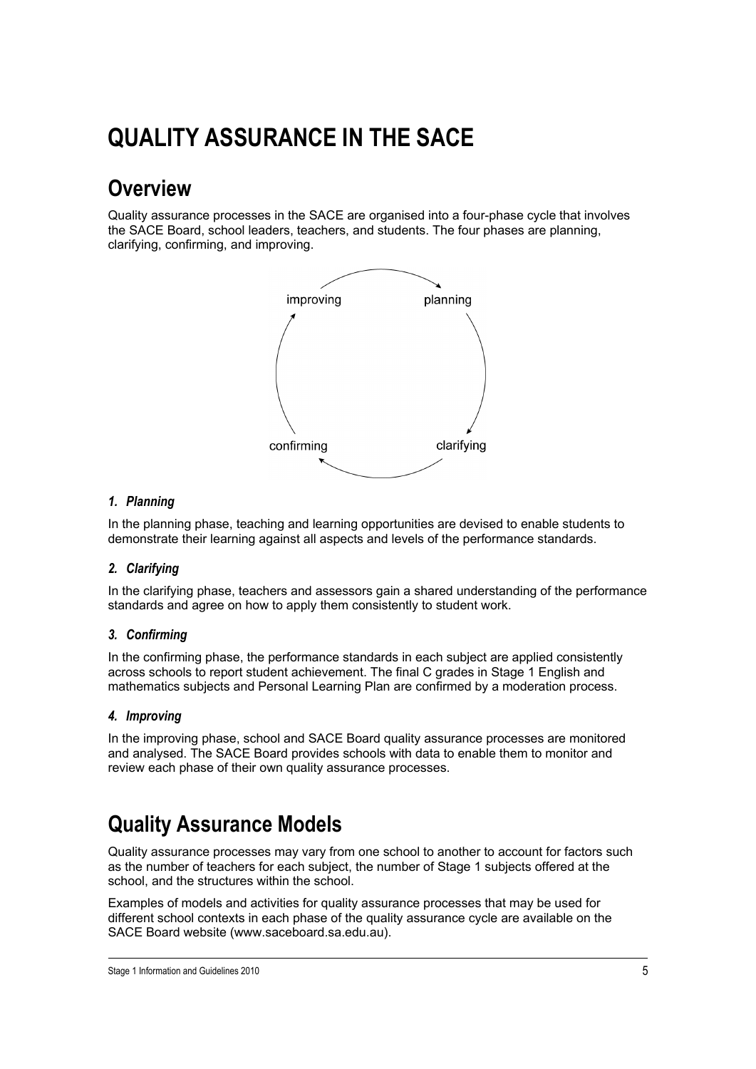# QUALITY ASSURANCE IN THE SACE

## Overview

Quality assurance processes in the SACE are organised into a four-phase cycle that involves the SACE Board, school leaders, teachers, and students. The four phases are planning, clarifying, confirming, and improving.

improving → planning → clarifying → confirming → improving

### *1. Planning*

In the planning phase, teaching and learning opportunities are devised to enable students to demonstrate their learning against all aspects and levels of the performance standards.

### *2. Clarifying*

In the clarifying phase, teachers and assessors gain a shared understanding of the performance standards and agree on how to apply them consistently to student work.

### *3. Confirming*

In the confirming phase, the performance standards in each subject are applied consistently across schools to report student achievement. The final C grades in Stage 1 English and mathematics subjects and Personal Learning Plan are confirmed by a moderation process.

### *4. Improving*

In the improving phase, school and SACE Board quality assurance processes are monitored and analysed. The SACE Board provides schools with data to enable them to monitor and review each phase of their own quality assurance processes.

## Quality Assurance Models

Quality assurance processes may vary from one school to another to account for factors such as the number of teachers for each subject, the number of Stage 1 subjects offered at the school, and the structures within the school.

Examples of models and activities for quality assurance processes that may be used for different school contexts in each phase of the quality assurance cycle are available on the SACE Board website (www.saceboard.sa.edu.au).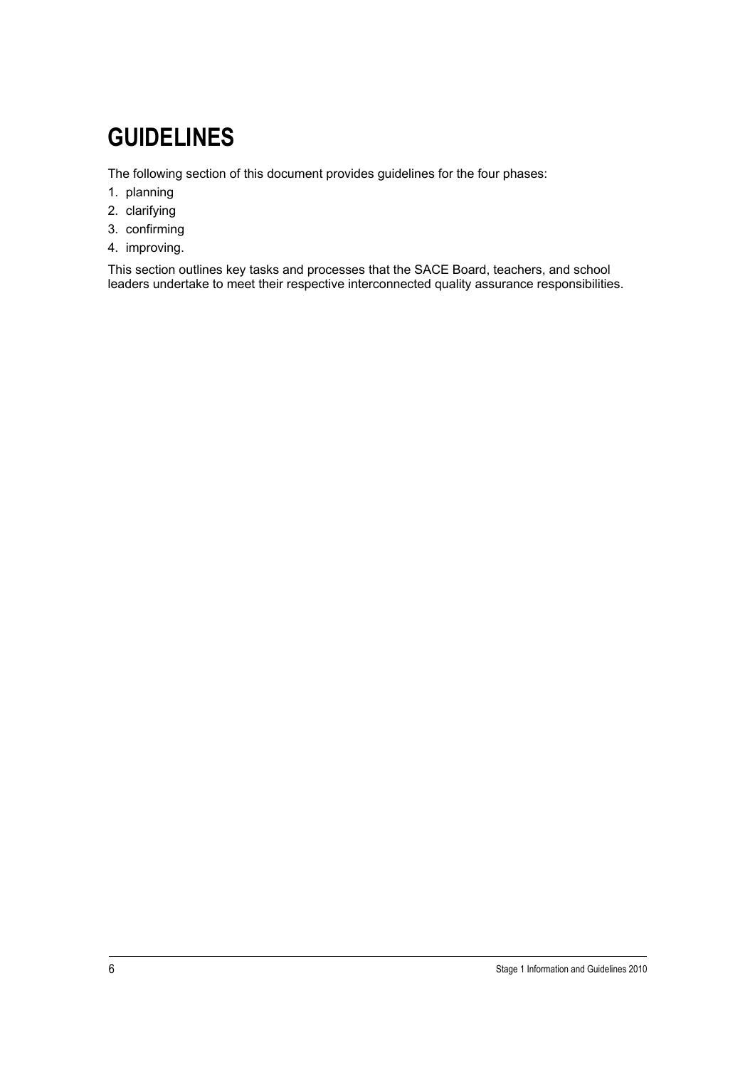# GUIDELINES

The following section of this document provides guidelines for the four phases:

1. planning
2. clarifying
3. confirming
4. improving.

This section outlines key tasks and processes that the SACE Board, teachers, and school leaders undertake to meet their respective interconnected quality assurance responsibilities.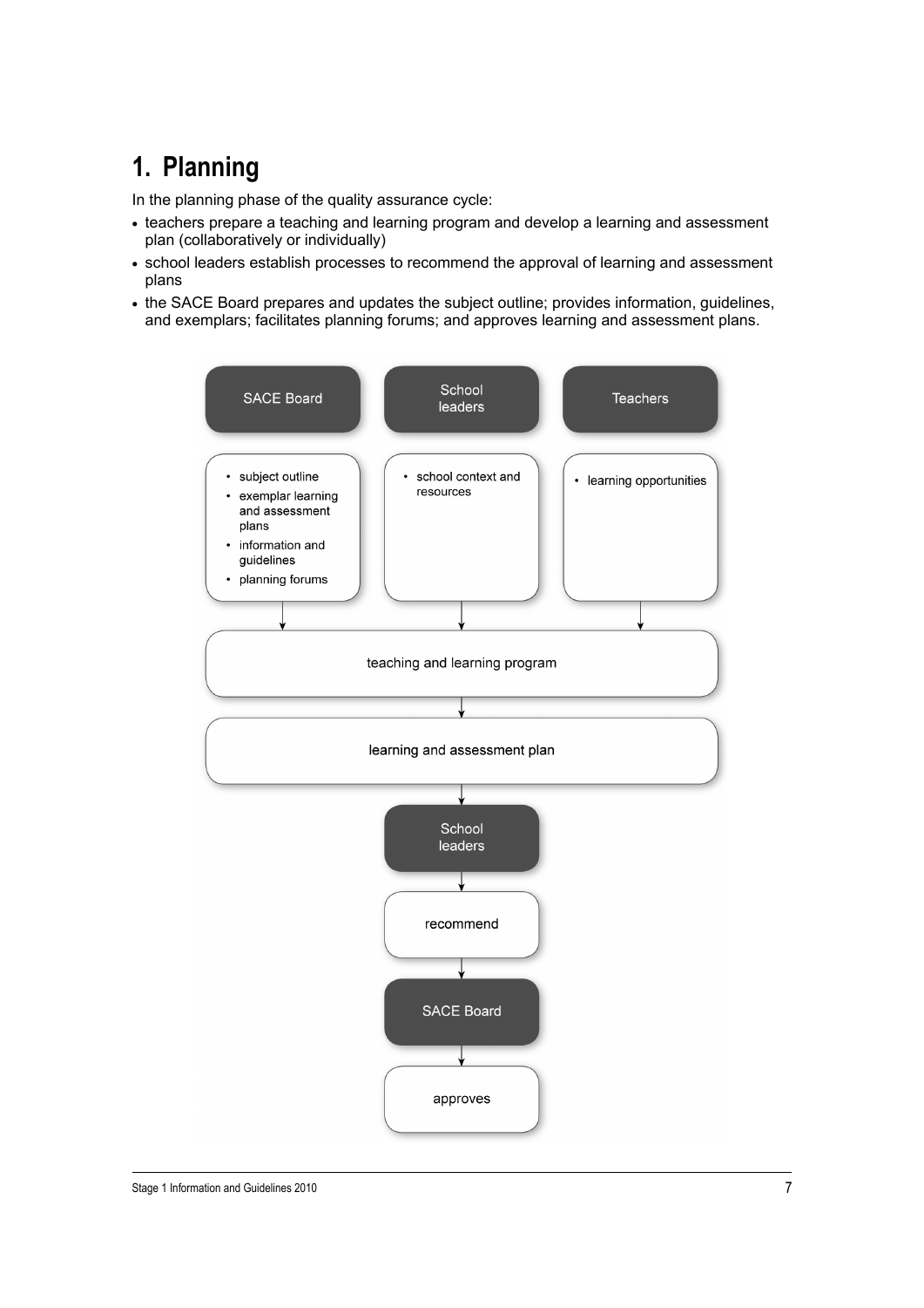# 1. Planning

In the planning phase of the quality assurance cycle:

- teachers prepare a teaching and learning program and develop a learning and assessment plan (collaboratively or individually)
- school leaders establish processes to recommend the approval of learning and assessment plans
- the SACE Board prepares and updates the subject outline; provides information, guidelines, and exemplars; facilitates planning forums; and approves learning and assessment plans.

SACE Board

- subject outline
- exemplar learning and assessment plans
- information and guidelines
- planning forums

School leaders

- school context and resources

Teachers

- learning opportunities

teaching and learning program

learning and assessment plan

School leaders

recommend

SACE Board

approves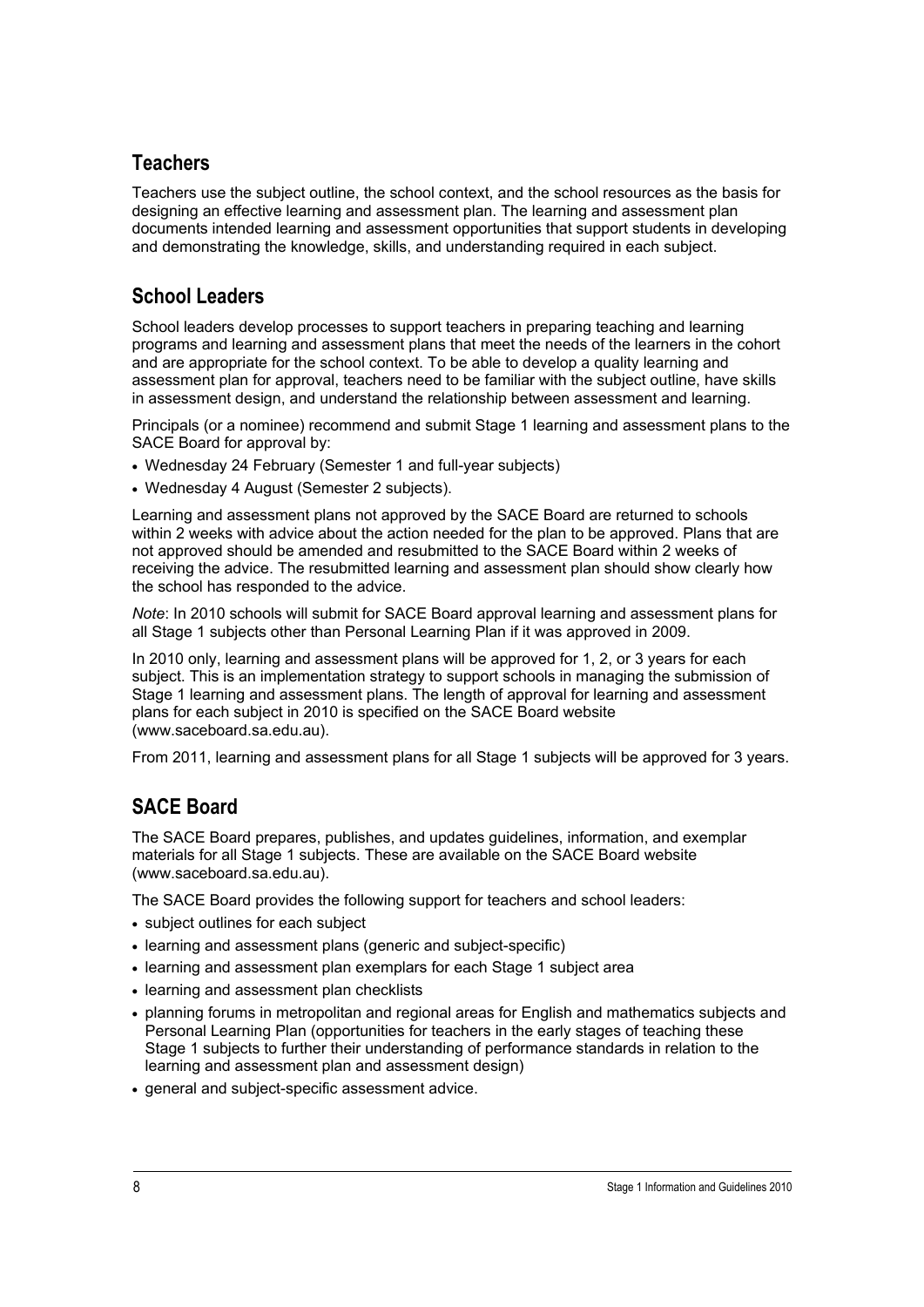## Teachers

Teachers use the subject outline, the school context, and the school resources as the basis for designing an effective learning and assessment plan. The learning and assessment plan documents intended learning and assessment opportunities that support students in developing and demonstrating the knowledge, skills, and understanding required in each subject.

## School Leaders

School leaders develop processes to support teachers in preparing teaching and learning programs and learning and assessment plans that meet the needs of the learners in the cohort and are appropriate for the school context. To be able to develop a quality learning and assessment plan for approval, teachers need to be familiar with the subject outline, have skills in assessment design, and understand the relationship between assessment and learning.

Principals (or a nominee) recommend and submit Stage 1 learning and assessment plans to the SACE Board for approval by:

- Wednesday 24 February (Semester 1 and full-year subjects)
- Wednesday 4 August (Semester 2 subjects).

Learning and assessment plans not approved by the SACE Board are returned to schools within 2 weeks with advice about the action needed for the plan to be approved. Plans that are not approved should be amended and resubmitted to the SACE Board within 2 weeks of receiving the advice. The resubmitted learning and assessment plan should show clearly how the school has responded to the advice.

*Note*: In 2010 schools will submit for SACE Board approval learning and assessment plans for all Stage 1 subjects other than Personal Learning Plan if it was approved in 2009.

In 2010 only, learning and assessment plans will be approved for 1, 2, or 3 years for each subject. This is an implementation strategy to support schools in managing the submission of Stage 1 learning and assessment plans. The length of approval for learning and assessment plans for each subject in 2010 is specified on the SACE Board website (www.saceboard.sa.edu.au).

From 2011, learning and assessment plans for all Stage 1 subjects will be approved for 3 years.

## SACE Board

The SACE Board prepares, publishes, and updates guidelines, information, and exemplar materials for all Stage 1 subjects. These are available on the SACE Board website (www.saceboard.sa.edu.au).

The SACE Board provides the following support for teachers and school leaders:

- subject outlines for each subject
- learning and assessment plans (generic and subject-specific)
- learning and assessment plan exemplars for each Stage 1 subject area
- learning and assessment plan checklists
- planning forums in metropolitan and regional areas for English and mathematics subjects and Personal Learning Plan (opportunities for teachers in the early stages of teaching these Stage 1 subjects to further their understanding of performance standards in relation to the learning and assessment plan and assessment design)
- general and subject-specific assessment advice.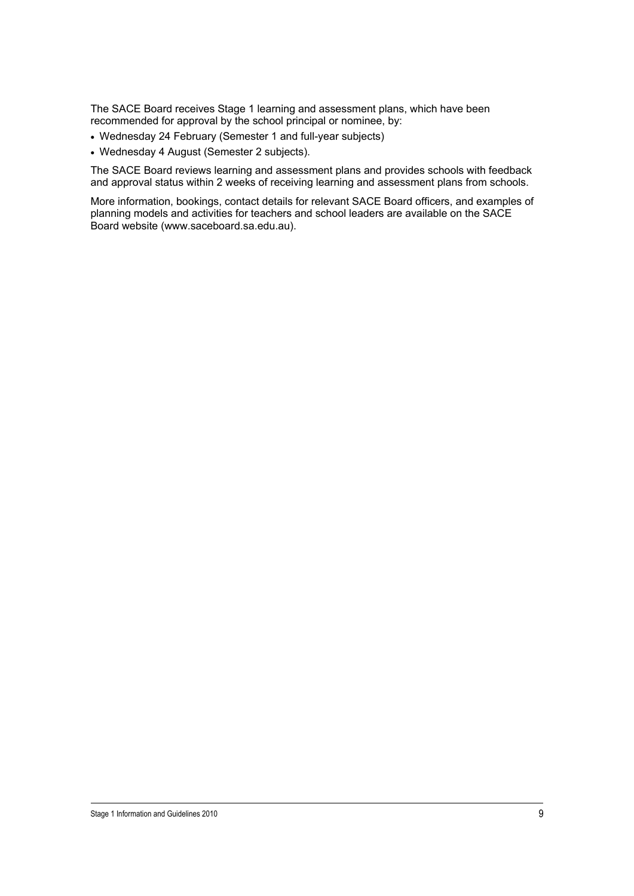The SACE Board receives Stage 1 learning and assessment plans, which have been recommended for approval by the school principal or nominee, by:

- Wednesday 24 February (Semester 1 and full-year subjects)
- Wednesday 4 August (Semester 2 subjects).

The SACE Board reviews learning and assessment plans and provides schools with feedback and approval status within 2 weeks of receiving learning and assessment plans from schools.

More information, bookings, contact details for relevant SACE Board officers, and examples of planning models and activities for teachers and school leaders are available on the SACE Board website (www.saceboard.sa.edu.au).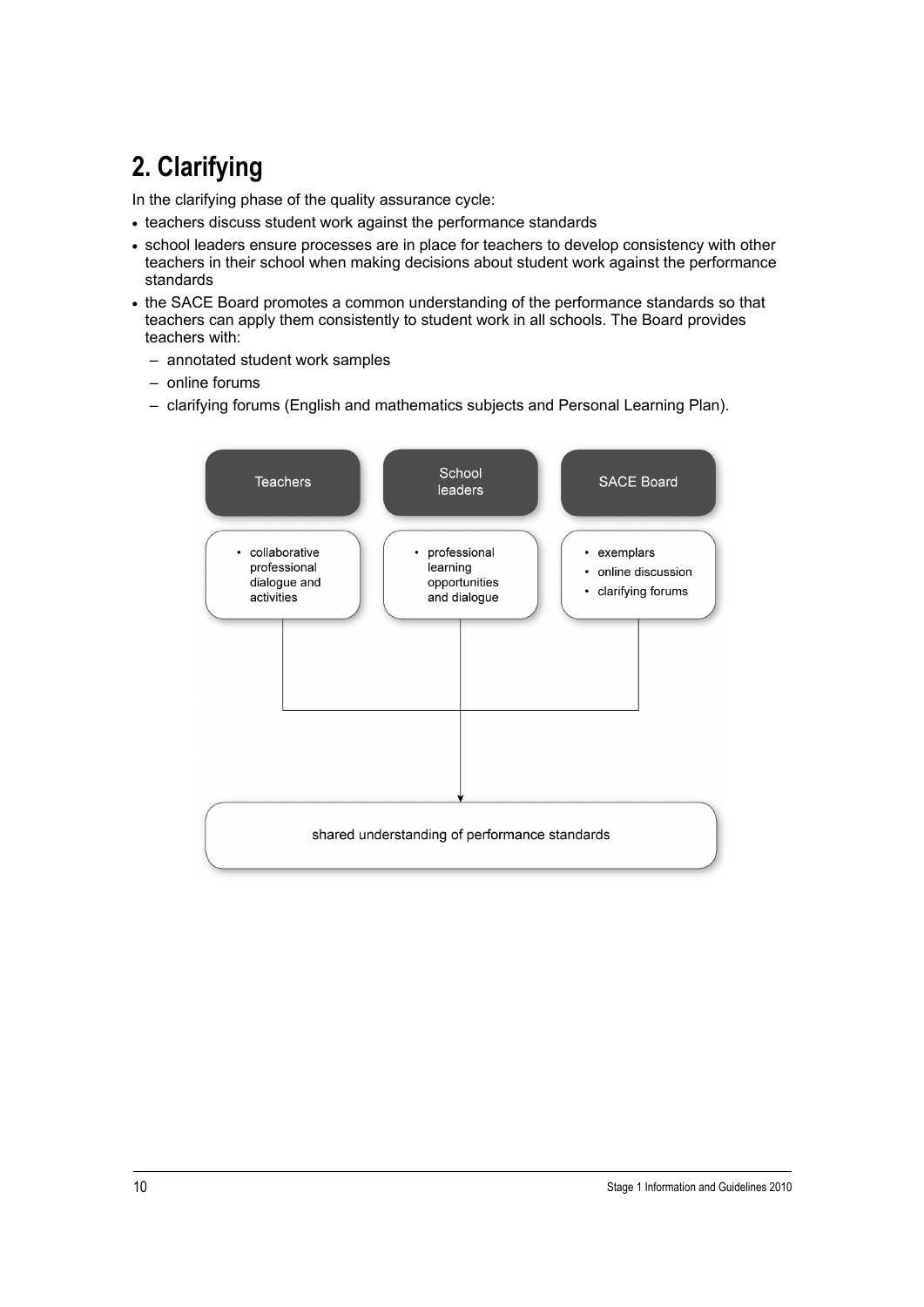## 2. Clarifying

In the clarifying phase of the quality assurance cycle:

- teachers discuss student work against the performance standards
- school leaders ensure processes are in place for teachers to develop consistency with other teachers in their school when making decisions about student work against the performance standards
- the SACE Board promotes a common understanding of the performance standards so that teachers can apply them consistently to student work in all schools. The Board provides teachers with:
  - annotated student work samples
  - online forums
  - clarifying forums (English and mathematics subjects and Personal Learning Plan).

| Teachers | School leaders | SACE Board |
| --- | --- | --- |
| • collaborative professional dialogue and activities | • professional learning opportunities and dialogue | • exemplars<br>• online discussion<br>• clarifying forums |

↓

shared understanding of performance standards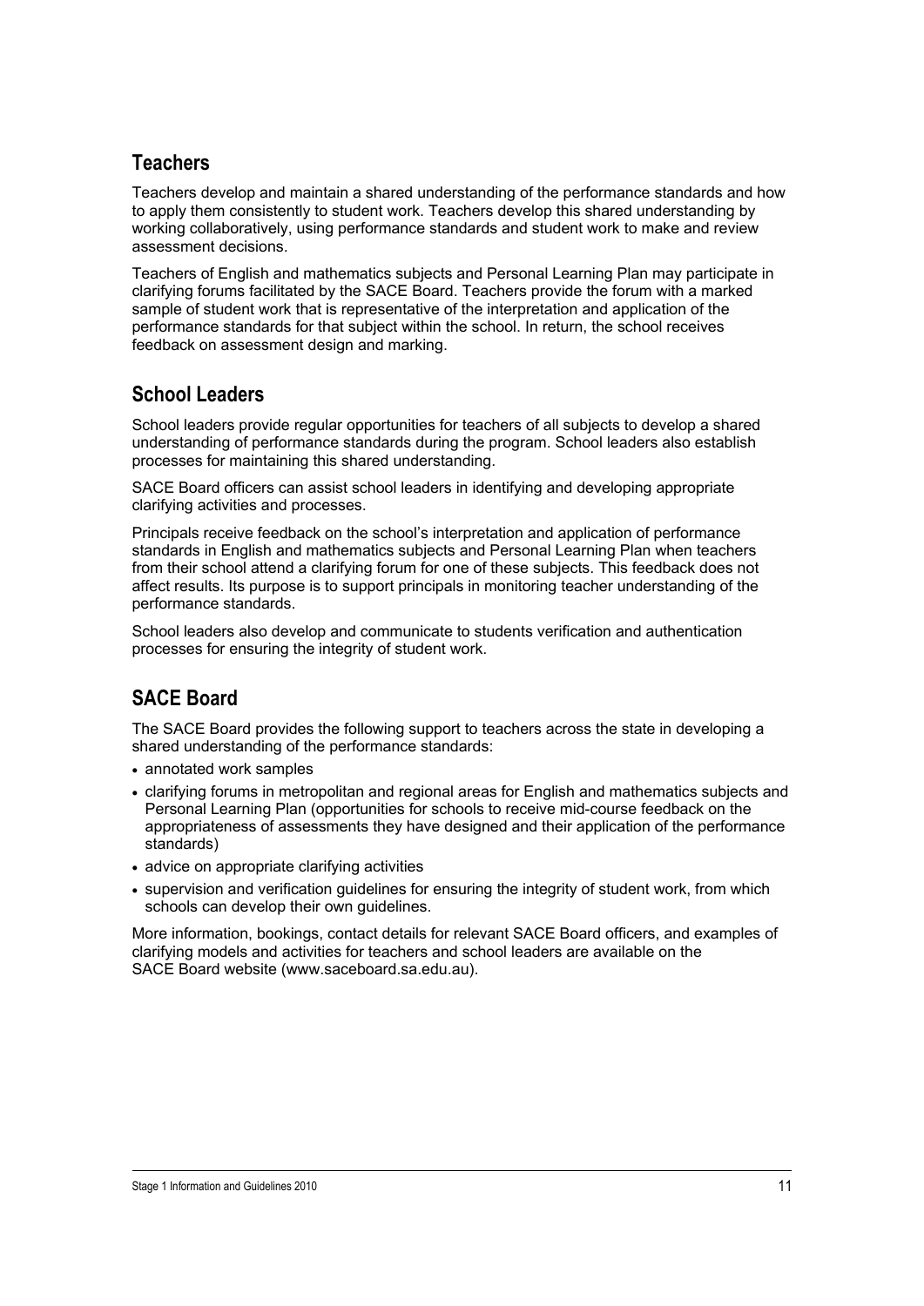## Teachers

Teachers develop and maintain a shared understanding of the performance standards and how to apply them consistently to student work. Teachers develop this shared understanding by working collaboratively, using performance standards and student work to make and review assessment decisions.

Teachers of English and mathematics subjects and Personal Learning Plan may participate in clarifying forums facilitated by the SACE Board. Teachers provide the forum with a marked sample of student work that is representative of the interpretation and application of the performance standards for that subject within the school. In return, the school receives feedback on assessment design and marking.

## School Leaders

School leaders provide regular opportunities for teachers of all subjects to develop a shared understanding of performance standards during the program. School leaders also establish processes for maintaining this shared understanding.

SACE Board officers can assist school leaders in identifying and developing appropriate clarifying activities and processes.

Principals receive feedback on the school's interpretation and application of performance standards in English and mathematics subjects and Personal Learning Plan when teachers from their school attend a clarifying forum for one of these subjects. This feedback does not affect results. Its purpose is to support principals in monitoring teacher understanding of the performance standards.

School leaders also develop and communicate to students verification and authentication processes for ensuring the integrity of student work.

## SACE Board

The SACE Board provides the following support to teachers across the state in developing a shared understanding of the performance standards:

- annotated work samples
- clarifying forums in metropolitan and regional areas for English and mathematics subjects and Personal Learning Plan (opportunities for schools to receive mid-course feedback on the appropriateness of assessments they have designed and their application of the performance standards)
- advice on appropriate clarifying activities
- supervision and verification guidelines for ensuring the integrity of student work, from which schools can develop their own guidelines.

More information, bookings, contact details for relevant SACE Board officers, and examples of clarifying models and activities for teachers and school leaders are available on the SACE Board website (www.saceboard.sa.edu.au).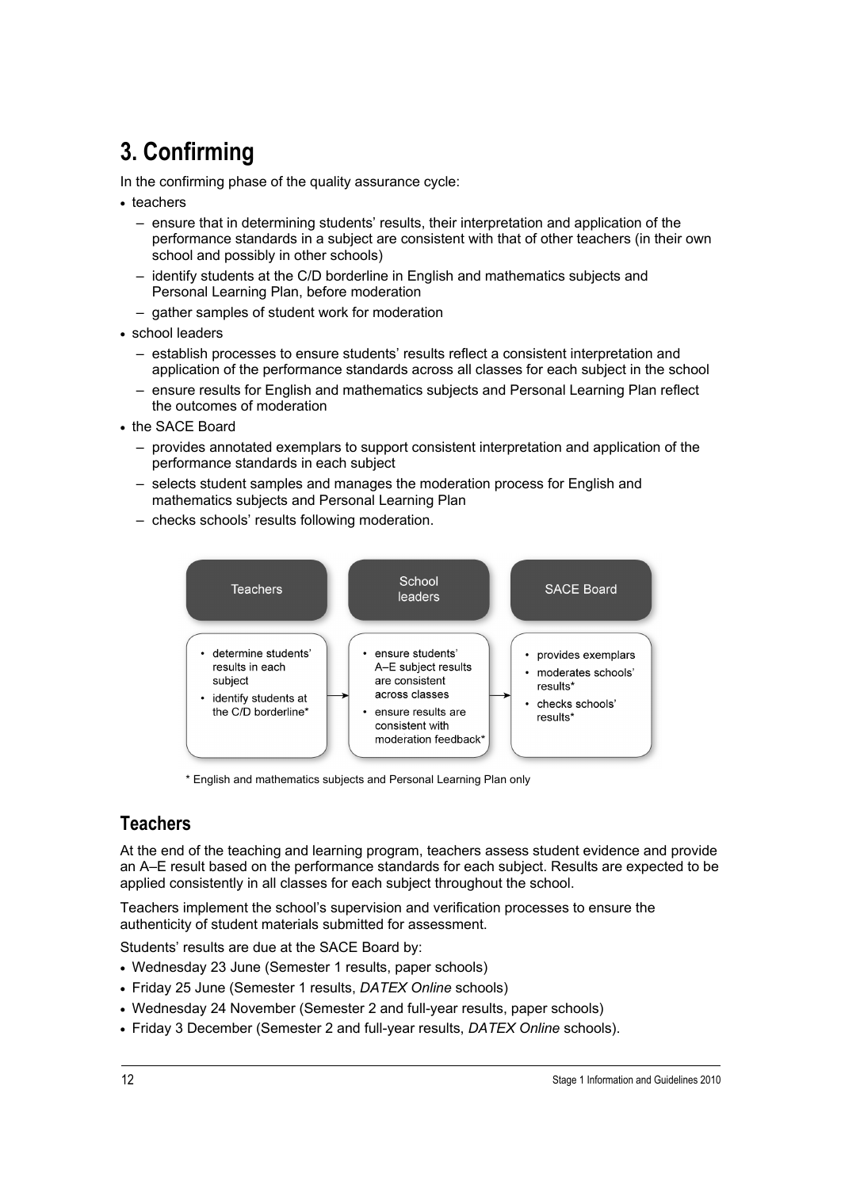# 3. Confirming

In the confirming phase of the quality assurance cycle:

- teachers
  - ensure that in determining students' results, their interpretation and application of the performance standards in a subject are consistent with that of other teachers (in their own school and possibly in other schools)
  - identify students at the C/D borderline in English and mathematics subjects and Personal Learning Plan, before moderation
  - gather samples of student work for moderation
- school leaders
  - establish processes to ensure students' results reflect a consistent interpretation and application of the performance standards across all classes for each subject in the school
  - ensure results for English and mathematics subjects and Personal Learning Plan reflect the outcomes of moderation
- the SACE Board
  - provides annotated exemplars to support consistent interpretation and application of the performance standards in each subject
  - selects student samples and manages the moderation process for English and mathematics subjects and Personal Learning Plan
  - checks schools' results following moderation.

| Teachers | School leaders | SACE Board |
| --- | --- | --- |
| • determine students' results in each subject<br>• identify students at the C/D borderline* | • ensure students' A–E subject results are consistent across classes<br>• ensure results are consistent with moderation feedback* | • provides exemplars<br>• moderates schools' results*<br>• checks schools' results* |

\* English and mathematics subjects and Personal Learning Plan only

## Teachers

At the end of the teaching and learning program, teachers assess student evidence and provide an A–E result based on the performance standards for each subject. Results are expected to be applied consistently in all classes for each subject throughout the school.

Teachers implement the school's supervision and verification processes to ensure the authenticity of student materials submitted for assessment.

Students' results are due at the SACE Board by:

- Wednesday 23 June (Semester 1 results, paper schools)
- Friday 25 June (Semester 1 results, *DATEX Online* schools)
- Wednesday 24 November (Semester 2 and full-year results, paper schools)
- Friday 3 December (Semester 2 and full-year results, *DATEX Online* schools).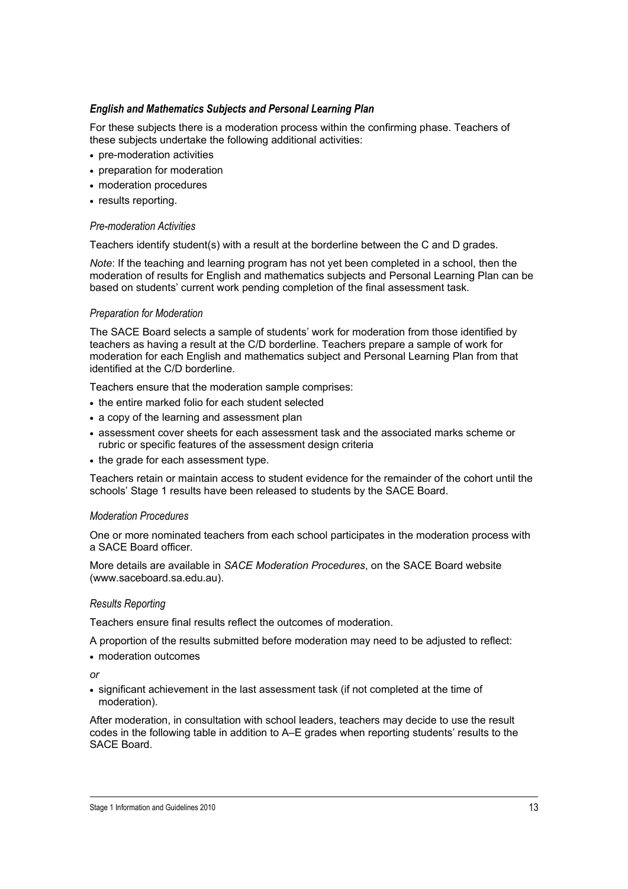### *English and Mathematics Subjects and Personal Learning Plan*

For these subjects there is a moderation process within the confirming phase. Teachers of these subjects undertake the following additional activities:

- pre-moderation activities
- preparation for moderation
- moderation procedures
- results reporting.

#### *Pre-moderation Activities*

Teachers identify student(s) with a result at the borderline between the C and D grades.

*Note*: If the teaching and learning program has not yet been completed in a school, then the moderation of results for English and mathematics subjects and Personal Learning Plan can be based on students' current work pending completion of the final assessment task.

#### *Preparation for Moderation*

The SACE Board selects a sample of students' work for moderation from those identified by teachers as having a result at the C/D borderline. Teachers prepare a sample of work for moderation for each English and mathematics subject and Personal Learning Plan from that identified at the C/D borderline.

Teachers ensure that the moderation sample comprises:

- the entire marked folio for each student selected
- a copy of the learning and assessment plan
- assessment cover sheets for each assessment task and the associated marks scheme or rubric or specific features of the assessment design criteria
- the grade for each assessment type.

Teachers retain or maintain access to student evidence for the remainder of the cohort until the schools' Stage 1 results have been released to students by the SACE Board.

#### *Moderation Procedures*

One or more nominated teachers from each school participates in the moderation process with a SACE Board officer.

More details are available in *SACE Moderation Procedures*, on the SACE Board website (www.saceboard.sa.edu.au).

#### *Results Reporting*

Teachers ensure final results reflect the outcomes of moderation.

A proportion of the results submitted before moderation may need to be adjusted to reflect:

- moderation outcomes

*or*

- significant achievement in the last assessment task (if not completed at the time of moderation).

After moderation, in consultation with school leaders, teachers may decide to use the result codes in the following table in addition to A–E grades when reporting students' results to the SACE Board.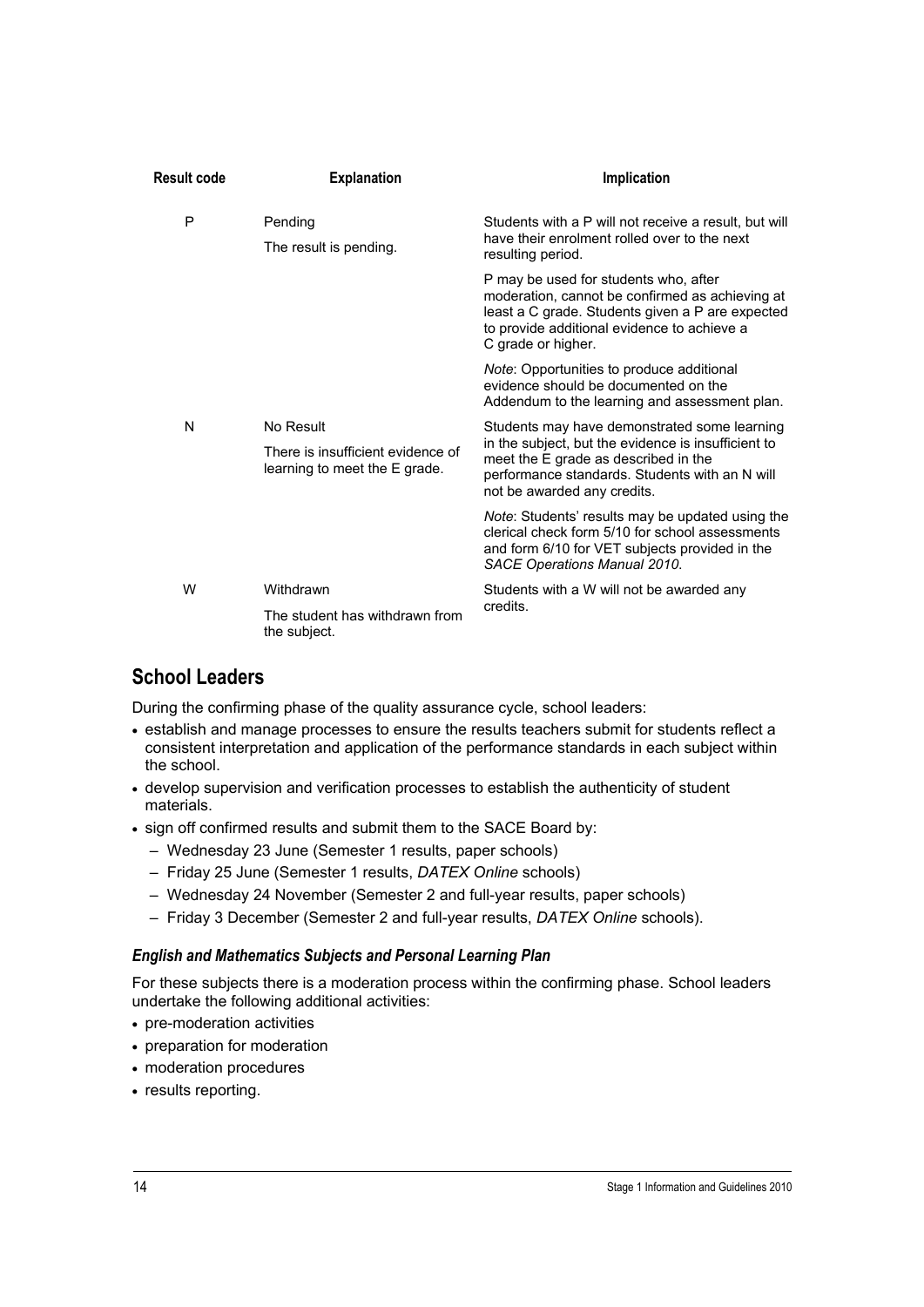| Result code | Explanation | Implication |
| --- | --- | --- |
| P | Pending<br><br>The result is pending. | Students with a P will not receive a result, but will have their enrolment rolled over to the next resulting period.<br><br>P may be used for students who, after moderation, cannot be confirmed as achieving at least a C grade. Students given a P are expected to provide additional evidence to achieve a C grade or higher.<br><br>*Note*: Opportunities to produce additional evidence should be documented on the Addendum to the learning and assessment plan. |
| N | No Result<br><br>There is insufficient evidence of learning to meet the E grade. | Students may have demonstrated some learning in the subject, but the evidence is insufficient to meet the E grade as described in the performance standards. Students with an N will not be awarded any credits.<br><br>*Note*: Students' results may be updated using the clerical check form 5/10 for school assessments and form 6/10 for VET subjects provided in the *SACE Operations Manual 2010*. |
| W | Withdrawn<br><br>The student has withdrawn from the subject. | Students with a W will not be awarded any credits. |

## School Leaders

During the confirming phase of the quality assurance cycle, school leaders:

- establish and manage processes to ensure the results teachers submit for students reflect a consistent interpretation and application of the performance standards in each subject within the school.
- develop supervision and verification processes to establish the authenticity of student materials.
- sign off confirmed results and submit them to the SACE Board by:
  - Wednesday 23 June (Semester 1 results, paper schools)
  - Friday 25 June (Semester 1 results, *DATEX Online* schools)
  - Wednesday 24 November (Semester 2 and full-year results, paper schools)
  - Friday 3 December (Semester 2 and full-year results, *DATEX Online* schools).

### *English and Mathematics Subjects and Personal Learning Plan*

For these subjects there is a moderation process within the confirming phase. School leaders undertake the following additional activities:

- pre-moderation activities
- preparation for moderation
- moderation procedures
- results reporting.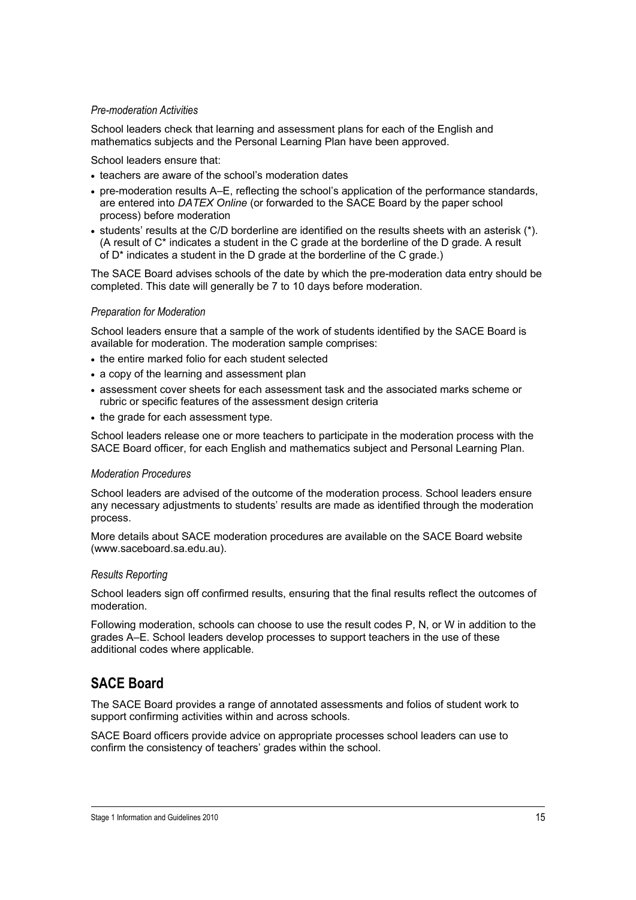*Pre-moderation Activities*

School leaders check that learning and assessment plans for each of the English and mathematics subjects and the Personal Learning Plan have been approved.

School leaders ensure that:

- teachers are aware of the school's moderation dates
- pre-moderation results A–E, reflecting the school's application of the performance standards, are entered into *DATEX Online* (or forwarded to the SACE Board by the paper school process) before moderation
- students' results at the C/D borderline are identified on the results sheets with an asterisk (*). (A result of C* indicates a student in the C grade at the borderline of the D grade. A result of D* indicates a student in the D grade at the borderline of the C grade.)

The SACE Board advises schools of the date by which the pre-moderation data entry should be completed. This date will generally be 7 to 10 days before moderation.

*Preparation for Moderation*

School leaders ensure that a sample of the work of students identified by the SACE Board is available for moderation. The moderation sample comprises:

- the entire marked folio for each student selected
- a copy of the learning and assessment plan
- assessment cover sheets for each assessment task and the associated marks scheme or rubric or specific features of the assessment design criteria
- the grade for each assessment type.

School leaders release one or more teachers to participate in the moderation process with the SACE Board officer, for each English and mathematics subject and Personal Learning Plan.

*Moderation Procedures*

School leaders are advised of the outcome of the moderation process. School leaders ensure any necessary adjustments to students' results are made as identified through the moderation process.

More details about SACE moderation procedures are available on the SACE Board website (www.saceboard.sa.edu.au).

*Results Reporting*

School leaders sign off confirmed results, ensuring that the final results reflect the outcomes of moderation.

Following moderation, schools can choose to use the result codes P, N, or W in addition to the grades A–E. School leaders develop processes to support teachers in the use of these additional codes where applicable.

## SACE Board

The SACE Board provides a range of annotated assessments and folios of student work to support confirming activities within and across schools.

SACE Board officers provide advice on appropriate processes school leaders can use to confirm the consistency of teachers' grades within the school.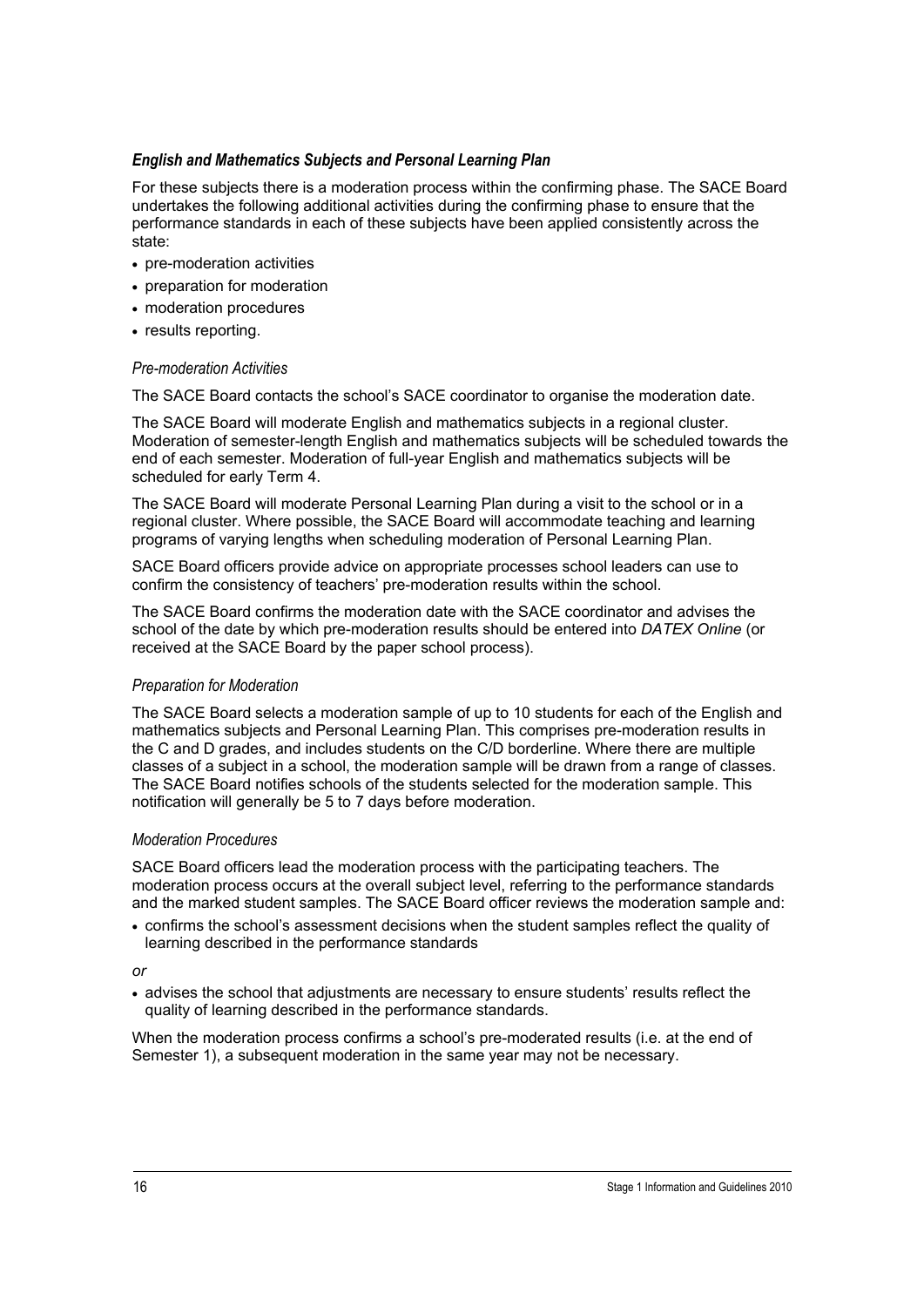### *English and Mathematics Subjects and Personal Learning Plan*

For these subjects there is a moderation process within the confirming phase. The SACE Board undertakes the following additional activities during the confirming phase to ensure that the performance standards in each of these subjects have been applied consistently across the state:

- pre-moderation activities
- preparation for moderation
- moderation procedures
- results reporting.

#### *Pre-moderation Activities*

The SACE Board contacts the school's SACE coordinator to organise the moderation date.

The SACE Board will moderate English and mathematics subjects in a regional cluster. Moderation of semester-length English and mathematics subjects will be scheduled towards the end of each semester. Moderation of full-year English and mathematics subjects will be scheduled for early Term 4.

The SACE Board will moderate Personal Learning Plan during a visit to the school or in a regional cluster. Where possible, the SACE Board will accommodate teaching and learning programs of varying lengths when scheduling moderation of Personal Learning Plan.

SACE Board officers provide advice on appropriate processes school leaders can use to confirm the consistency of teachers' pre-moderation results within the school.

The SACE Board confirms the moderation date with the SACE coordinator and advises the school of the date by which pre-moderation results should be entered into *DATEX Online* (or received at the SACE Board by the paper school process).

#### *Preparation for Moderation*

The SACE Board selects a moderation sample of up to 10 students for each of the English and mathematics subjects and Personal Learning Plan. This comprises pre-moderation results in the C and D grades, and includes students on the C/D borderline. Where there are multiple classes of a subject in a school, the moderation sample will be drawn from a range of classes. The SACE Board notifies schools of the students selected for the moderation sample. This notification will generally be 5 to 7 days before moderation.

#### *Moderation Procedures*

SACE Board officers lead the moderation process with the participating teachers. The moderation process occurs at the overall subject level, referring to the performance standards and the marked student samples. The SACE Board officer reviews the moderation sample and:

- confirms the school's assessment decisions when the student samples reflect the quality of learning described in the performance standards

*or*

- advises the school that adjustments are necessary to ensure students' results reflect the quality of learning described in the performance standards.

When the moderation process confirms a school's pre-moderated results (i.e. at the end of Semester 1), a subsequent moderation in the same year may not be necessary.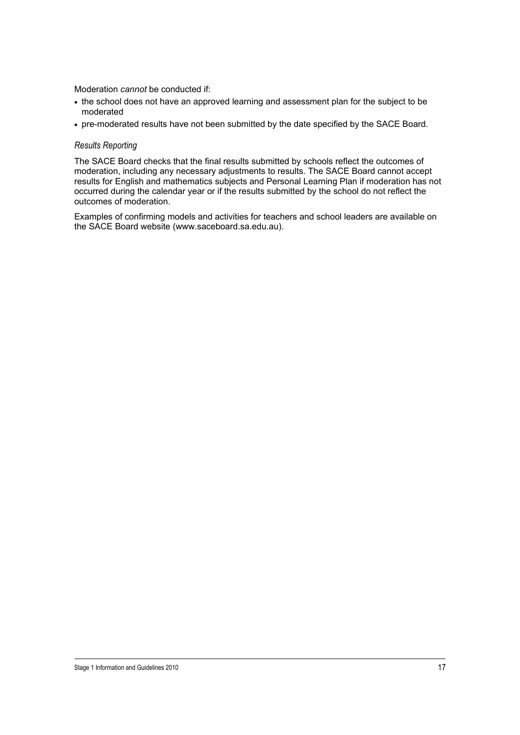Moderation *cannot* be conducted if:

- the school does not have an approved learning and assessment plan for the subject to be moderated
- pre-moderated results have not been submitted by the date specified by the SACE Board.

### *Results Reporting*

The SACE Board checks that the final results submitted by schools reflect the outcomes of moderation, including any necessary adjustments to results. The SACE Board cannot accept results for English and mathematics subjects and Personal Learning Plan if moderation has not occurred during the calendar year or if the results submitted by the school do not reflect the outcomes of moderation.

Examples of confirming models and activities for teachers and school leaders are available on the SACE Board website (www.saceboard.sa.edu.au).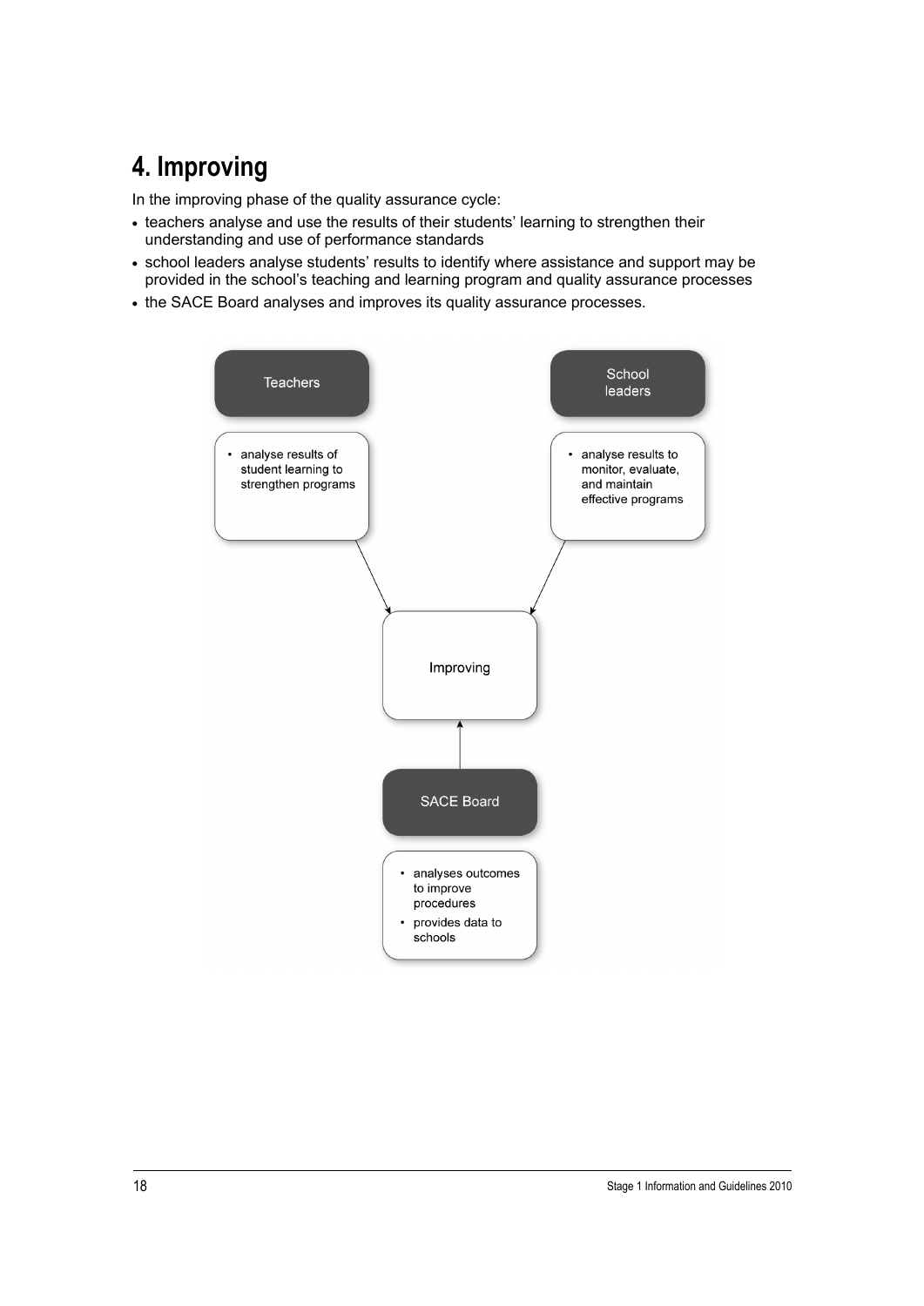# 4. Improving

In the improving phase of the quality assurance cycle:

- teachers analyse and use the results of their students' learning to strengthen their understanding and use of performance standards
- school leaders analyse students' results to identify where assistance and support may be provided in the school's teaching and learning program and quality assurance processes
- the SACE Board analyses and improves its quality assurance processes.

Teachers

- analyse results of student learning to strengthen programs

School leaders

- analyse results to monitor, evaluate, and maintain effective programs

Improving

SACE Board

- analyses outcomes to improve procedures
- provides data to schools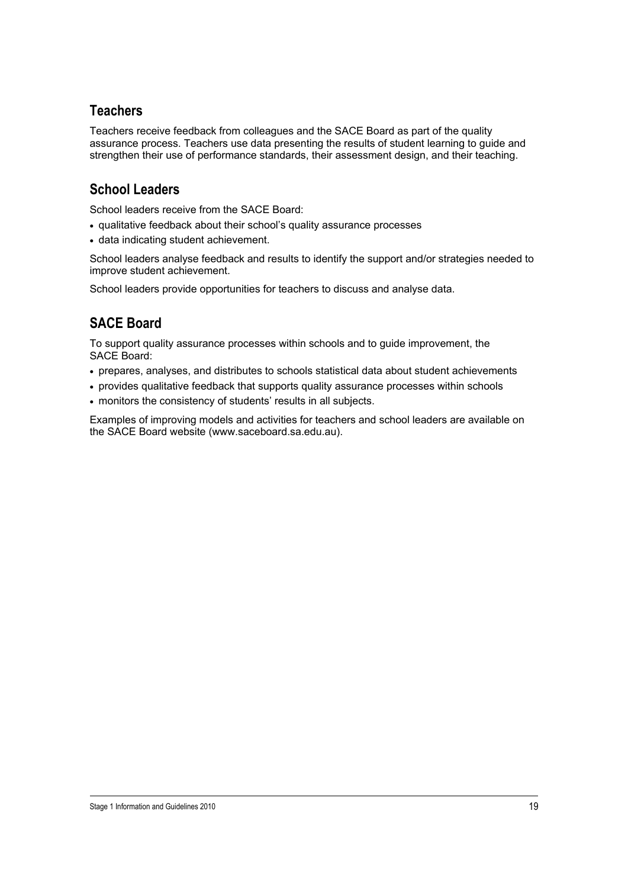## Teachers

Teachers receive feedback from colleagues and the SACE Board as part of the quality assurance process. Teachers use data presenting the results of student learning to guide and strengthen their use of performance standards, their assessment design, and their teaching.

## School Leaders

School leaders receive from the SACE Board:

- qualitative feedback about their school's quality assurance processes
- data indicating student achievement.

School leaders analyse feedback and results to identify the support and/or strategies needed to improve student achievement.

School leaders provide opportunities for teachers to discuss and analyse data.

## SACE Board

To support quality assurance processes within schools and to guide improvement, the SACE Board:

- prepares, analyses, and distributes to schools statistical data about student achievements
- provides qualitative feedback that supports quality assurance processes within schools
- monitors the consistency of students' results in all subjects.

Examples of improving models and activities for teachers and school leaders are available on the SACE Board website (www.saceboard.sa.edu.au).